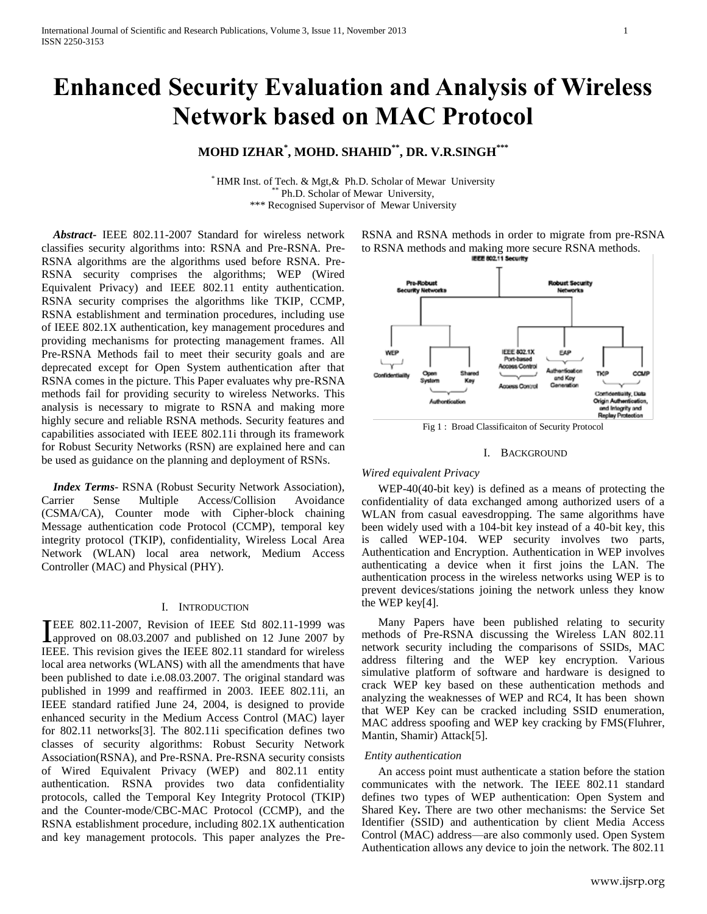# Enhanced Security Evaluation and Analysis of Wireless Network based on MAC Protocol

**MOHD IZHAR[*], MOHD. SHAHID[**], DR. V.R.SINGH[***]**

[*] HMR Inst. of Tech. & Mgt,& Ph.D. Scholar of Mewar University
[**] Ph.D. Scholar of Mewar University,
[***] Recognised Supervisor of Mewar University

***Abstract***- IEEE 802.11-2007 Standard for wireless network classifies security algorithms into: RSNA and Pre-RSNA. Pre-RSNA algorithms are the algorithms used before RSNA. Pre-RSNA security comprises the algorithms; WEP (Wired Equivalent Privacy) and IEEE 802.11 entity authentication. RSNA security comprises the algorithms like TKIP, CCMP, RSNA establishment and termination procedures, including use of IEEE 802.1X authentication, key management procedures and providing mechanisms for protecting management frames. All Pre-RSNA Methods fail to meet their security goals and are deprecated except for Open System authentication after that RSNA comes in the picture. This Paper evaluates why pre-RSNA methods fail for providing security to wireless Networks. This analysis is necessary to migrate to RSNA and making more highly secure and reliable RSNA methods. Security features and capabilities associated with IEEE 802.11i through its framework for Robust Security Networks (RSN) are explained here and can be used as guidance on the planning and deployment of RSNs.

***Index Terms***- RSNA (Robust Security Network Association), Carrier Sense Multiple Access/Collision Avoidance (CSMA/CA), Counter mode with Cipher-block chaining Message authentication code Protocol (CCMP), temporal key integrity protocol (TKIP), confidentiality, Wireless Local Area Network (WLAN) local area network, Medium Access Controller (MAC) and Physical (PHY).

## I. INTRODUCTION

IEEE 802.11-2007, Revision of IEEE Std 802.11-1999 was approved on 08.03.2007 and published on 12 June 2007 by IEEE. This revision gives the IEEE 802.11 standard for wireless local area networks (WLANS) with all the amendments that have been published to date i.e.08.03.2007. The original standard was published in 1999 and reaffirmed in 2003. IEEE 802.11i, an IEEE standard ratified June 24, 2004, is designed to provide enhanced security in the Medium Access Control (MAC) layer for 802.11 networks[3]. The 802.11i specification defines two classes of security algorithms: Robust Security Network Association(RSNA), and Pre-RSNA. Pre-RSNA security consists of Wired Equivalent Privacy (WEP) and 802.11 entity authentication. RSNA provides two data confidentiality protocols, called the Temporal Key Integrity Protocol (TKIP) and the Counter-mode/CBC-MAC Protocol (CCMP), and the RSNA establishment procedure, including 802.1X authentication and key management protocols. This paper analyzes the Pre-RSNA and RSNA methods in order to migrate from pre-RSNA to RSNA methods and making more secure RSNA methods.

Fig 1 : Broad Classificaiton of Security Protocol

## I. BACKGROUND

*Wired equivalent Privacy*

WEP-40(40-bit key) is defined as a means of protecting the confidentiality of data exchanged among authorized users of a WLAN from casual eavesdropping. The same algorithms have been widely used with a 104-bit key instead of a 40-bit key, this is called WEP-104. WEP security involves two parts, Authentication and Encryption. Authentication in WEP involves authenticating a device when it first joins the LAN. The authentication process in the wireless networks using WEP is to prevent devices/stations joining the network unless they know the WEP key[4].

Many Papers have been published relating to security methods of Pre-RSNA discussing the Wireless LAN 802.11 network security including the comparisons of SSIDs, MAC address filtering and the WEP key encryption. Various simulative platform of software and hardware is designed to crack WEP key based on these authentication methods and analyzing the weaknesses of WEP and RC4, It has been shown that WEP Key can be cracked including SSID enumeration, MAC address spoofing and WEP key cracking by FMS(Fluhrer, Mantin, Shamir) Attack[5].

*Entity authentication*

An access point must authenticate a station before the station communicates with the network. The IEEE 802.11 standard defines two types of WEP authentication: Open System and Shared Key. There are two other mechanisms: the Service Set Identifier (SSID) and authentication by client Media Access Control (MAC) address—are also commonly used. Open System Authentication allows any device to join the network. The 802.11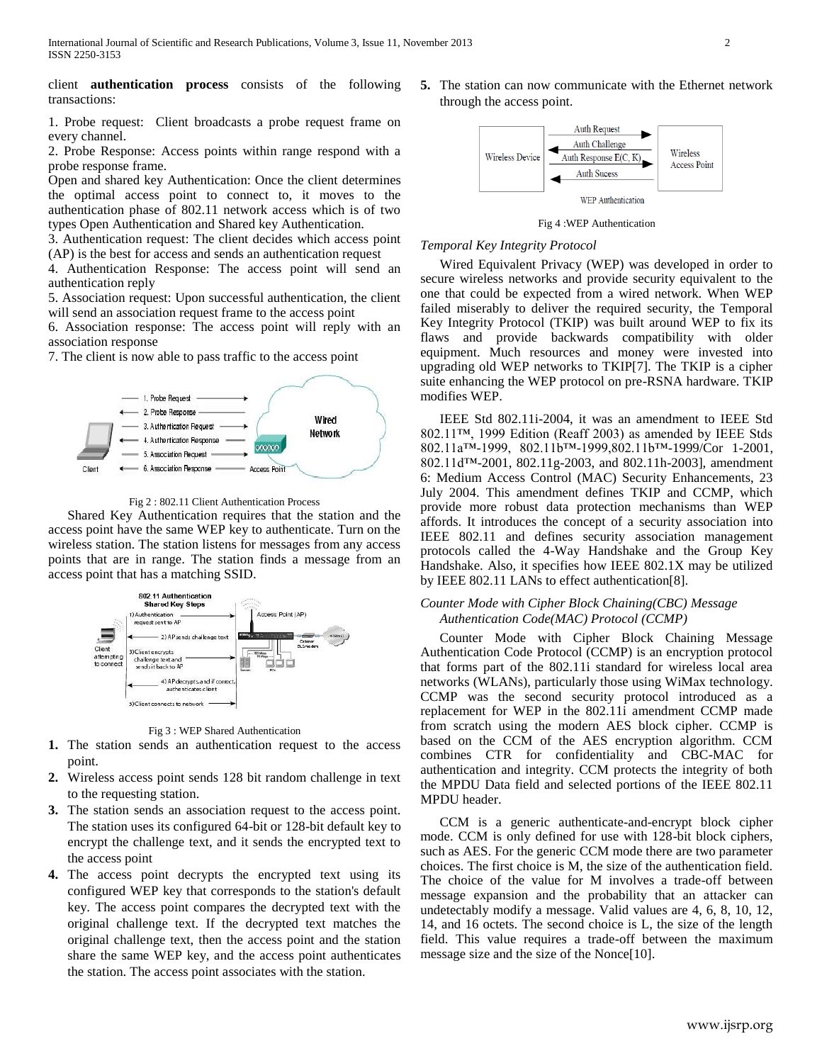client **authentication process** consists of the following transactions:

1. Probe request: Client broadcasts a probe request frame on every channel.
2. Probe Response: Access points within range respond with a probe response frame.

Open and shared key Authentication: Once the client determines the optimal access point to connect to, it moves to the authentication phase of 802.11 network access which is of two types Open Authentication and Shared key Authentication.

3. Authentication request: The client decides which access point (AP) is the best for access and sends an authentication request
4. Authentication Response: The access point will send an authentication reply
5. Association request: Upon successful authentication, the client will send an association request frame to the access point
6. Association response: The access point will reply with an association response
7. The client is now able to pass traffic to the access point

Fig 2 : 802.11 Client Authentication Process

Shared Key Authentication requires that the station and the access point have the same WEP key to authenticate. Turn on the wireless station. The station listens for messages from any access points that are in range. The station finds a message from an access point that has a matching SSID.

Fig 3 : WEP Shared Authentication

1. The station sends an authentication request to the access point.
2. Wireless access point sends 128 bit random challenge in text to the requesting station.
3. The station sends an association request to the access point. The station uses its configured 64-bit or 128-bit default key to encrypt the challenge text, and it sends the encrypted text to the access point
4. The access point decrypts the encrypted text using its configured WEP key that corresponds to the station's default key. The access point compares the decrypted text with the original challenge text. If the decrypted text matches the original challenge text, then the access point and the station share the same WEP key, and the access point authenticates the station. The access point associates with the station.
5. The station can now communicate with the Ethernet network through the access point.

Fig 4 :WEP Authentication

*Temporal Key Integrity Protocol*

Wired Equivalent Privacy (WEP) was developed in order to secure wireless networks and provide security equivalent to the one that could be expected from a wired network. When WEP failed miserably to deliver the required security, the Temporal Key Integrity Protocol (TKIP) was built around WEP to fix its flaws and provide backwards compatibility with older equipment. Much resources and money were invested into upgrading old WEP networks to TKIP[7]. The TKIP is a cipher suite enhancing the WEP protocol on pre-RSNA hardware. TKIP modifies WEP.

IEEE Std 802.11i-2004, it was an amendment to IEEE Std 802.11™, 1999 Edition (Reaff 2003) as amended by IEEE Stds 802.11a™-1999, 802.11b™-1999,802.11b™-1999/Cor 1-2001, 802.11d™-2001, 802.11g-2003, and 802.11h-2003], amendment 6: Medium Access Control (MAC) Security Enhancements, 23 July 2004. This amendment defines TKIP and CCMP, which provide more robust data protection mechanisms than WEP affords. It introduces the concept of a security association into IEEE 802.11 and defines security association management protocols called the 4-Way Handshake and the Group Key Handshake. Also, it specifies how IEEE 802.1X may be utilized by IEEE 802.11 LANs to effect authentication[8].

*Counter Mode with Cipher Block Chaining(CBC) Message Authentication Code(MAC) Protocol (CCMP)*

Counter Mode with Cipher Block Chaining Message Authentication Code Protocol (CCMP) is an encryption protocol that forms part of the 802.11i standard for wireless local area networks (WLANs), particularly those using WiMax technology. CCMP was the second security protocol introduced as a replacement for WEP in the 802.11i amendment CCMP made from scratch using the modern AES block cipher. CCMP is based on the CCM of the AES encryption algorithm. CCM combines CTR for confidentiality and CBC-MAC for authentication and integrity. CCM protects the integrity of both the MPDU Data field and selected portions of the IEEE 802.11 MPDU header.

CCM is a generic authenticate-and-encrypt block cipher mode. CCM is only defined for use with 128-bit block ciphers, such as AES. For the generic CCM mode there are two parameter choices. The first choice is M, the size of the authentication field. The choice of the value for M involves a trade-off between message expansion and the probability that an attacker can undetectably modify a message. Valid values are 4, 6, 8, 10, 12, 14, and 16 octets. The second choice is L, the size of the length field. This value requires a trade-off between the maximum message size and the size of the Nonce[10].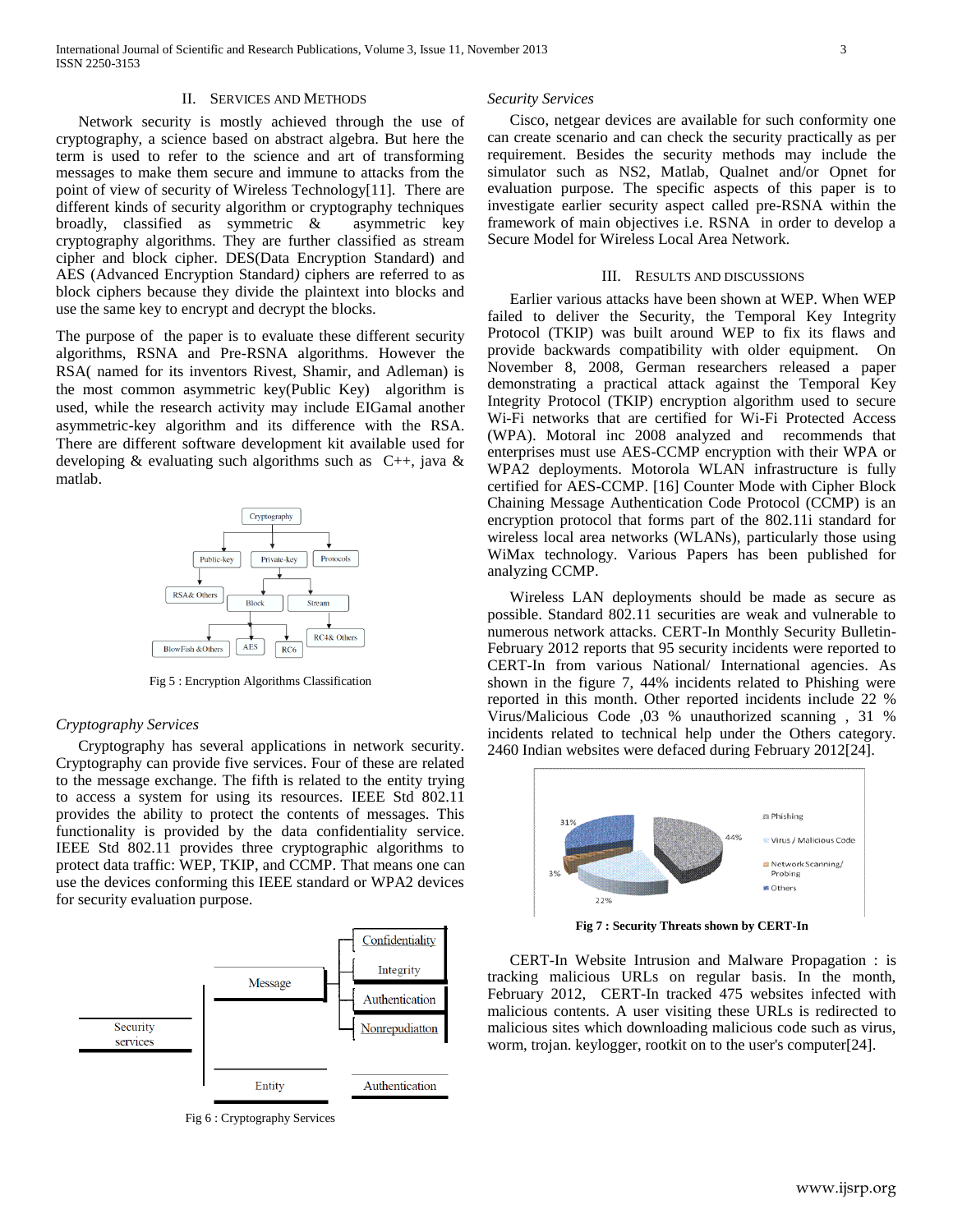## II. Services and Methods

Network security is mostly achieved through the use of cryptography, a science based on abstract algebra. But here the term is used to refer to the science and art of transforming messages to make them secure and immune to attacks from the point of view of security of Wireless Technology[11]. There are different kinds of security algorithm or cryptography techniques broadly, classified as symmetric & asymmetric key cryptography algorithms. They are further classified as stream cipher and block cipher. DES(Data Encryption Standard) and AES (Advanced Encryption Standard*)* ciphers are referred to as block ciphers because they divide the plaintext into blocks and use the same key to encrypt and decrypt the blocks.

The purpose of the paper is to evaluate these different security algorithms, RSNA and Pre-RSNA algorithms. However the RSA( named for its inventors Rivest, Shamir, and Adleman) is the most common asymmetric key(Public Key) algorithm is used, while the research activity may include ElGamal another asymmetric-key algorithm and its difference with the RSA. There are different software development kit available used for developing & evaluating such algorithms such as C++, java & matlab.

Fig 5 : Encryption Algorithms Classification

### *Cryptography Services*

Cryptography has several applications in network security. Cryptography can provide five services. Four of these are related to the message exchange. The fifth is related to the entity trying to access a system for using its resources. IEEE Std 802.11 provides the ability to protect the contents of messages. This functionality is provided by the data confidentiality service. IEEE Std 802.11 provides three cryptographic algorithms to protect data traffic: WEP, TKIP, and CCMP. That means one can use the devices conforming this IEEE standard or WPA2 devices for security evaluation purpose.

Fig 6 : Cryptography Services

### *Security Services*

Cisco, netgear devices are available for such conformity one can create scenario and can check the security practically as per requirement. Besides the security methods may include the simulator such as NS2, Matlab, Qualnet and/or Opnet for evaluation purpose. The specific aspects of this paper is to investigate earlier security aspect called pre-RSNA within the framework of main objectives i.e. RSNA in order to develop a Secure Model for Wireless Local Area Network.

## III. Results and Discussions

Earlier various attacks have been shown at WEP. When WEP failed to deliver the Security, the Temporal Key Integrity Protocol (TKIP) was built around WEP to fix its flaws and provide backwards compatibility with older equipment. On November 8, 2008, German researchers released a paper demonstrating a practical attack against the Temporal Key Integrity Protocol (TKIP) encryption algorithm used to secure Wi-Fi networks that are certified for Wi-Fi Protected Access (WPA). Motoral inc 2008 analyzed and recommends that enterprises must use AES-CCMP encryption with their WPA or WPA2 deployments. Motorola WLAN infrastructure is fully certified for AES-CCMP. [16] Counter Mode with Cipher Block Chaining Message Authentication Code Protocol (CCMP) is an encryption protocol that forms part of the 802.11i standard for wireless local area networks (WLANs), particularly those using WiMax technology. Various Papers has been published for analyzing CCMP.

Wireless LAN deployments should be made as secure as possible. Standard 802.11 securities are weak and vulnerable to numerous network attacks. CERT-In Monthly Security Bulletin-February 2012 reports that 95 security incidents were reported to CERT-In from various National/ International agencies. As shown in the figure 7, 44% incidents related to Phishing were reported in this month. Other reported incidents include 22 % Virus/Malicious Code ,03 % unauthorized scanning , 31 % incidents related to technical help under the Others category. 2460 Indian websites were defaced during February 2012[24].

**Fig 7 : Security Threats shown by CERT-In**

CERT-In Website Intrusion and Malware Propagation : is tracking malicious URLs on regular basis. In the month, February 2012, CERT-In tracked 475 websites infected with malicious contents. A user visiting these URLs is redirected to malicious sites which downloading malicious code such as virus, worm, trojan. keylogger, rootkit on to the user's computer[24].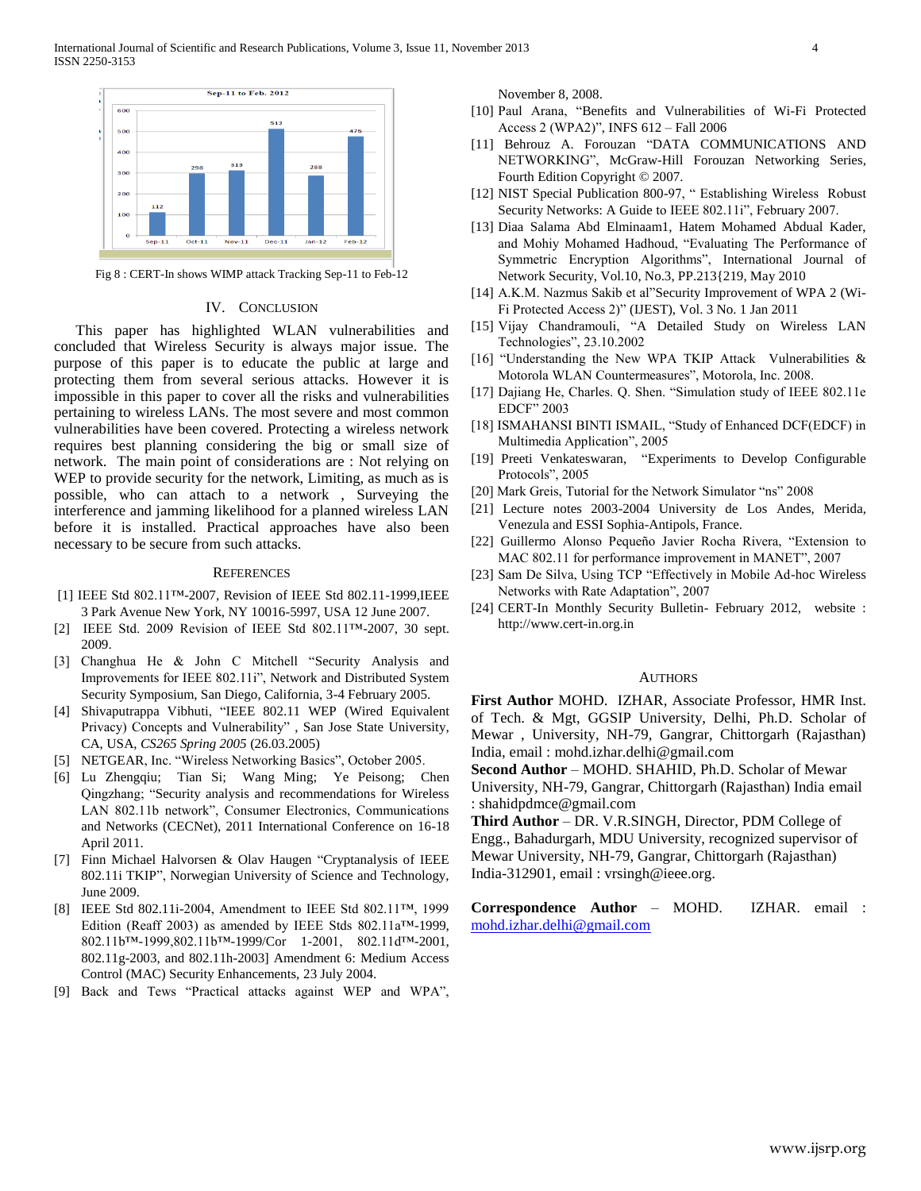Sep-11 to Feb. 2012

600
500
400
300
200
100
0

112
298
313
512
288
475

Sep-11
Oct-11
Nov-11
Dec-11
Jan-12
Feb-12

Fig 8 : CERT-In shows WIMP attack Tracking Sep-11 to Feb-12

## IV. Conclusion

This paper has highlighted WLAN vulnerabilities and concluded that Wireless Security is always major issue. The purpose of this paper is to educate the public at large and protecting them from several serious attacks. However it is impossible in this paper to cover all the risks and vulnerabilities pertaining to wireless LANs. The most severe and most common vulnerabilities have been covered. Protecting a wireless network requires best planning considering the big or small size of network. The main point of considerations are : Not relying on WEP to provide security for the network, Limiting, as much as is possible, who can attach to a network , Surveying the interference and jamming likelihood for a planned wireless LAN before it is installed. Practical approaches have also been necessary to be secure from such attacks.

## References

[1] IEEE Std 802.11™-2007, Revision of IEEE Std 802.11-1999,IEEE 3 Park Avenue New York, NY 10016-5997, USA 12 June 2007.

[2] IEEE Std. 2009 Revision of IEEE Std 802.11™-2007, 30 sept. 2009.

[3] Changhua He & John C Mitchell "Security Analysis and Improvements for IEEE 802.11i", Network and Distributed System Security Symposium, San Diego, California, 3-4 February 2005.

[4] Shivaputrappa Vibhuti, "IEEE 802.11 WEP (Wired Equivalent Privacy) Concepts and Vulnerability" , San Jose State University, CA, USA, *CS265 Spring 2005* (26.03.2005)

[5] NETGEAR, Inc. "Wireless Networking Basics", October 2005.

[6] Lu Zhengqiu; Tian Si; Wang Ming; Ye Peisong; Chen Qingzhang; "Security analysis and recommendations for Wireless LAN 802.11b network", Consumer Electronics, Communications and Networks (CECNet), 2011 International Conference on 16-18 April 2011.

[7] Finn Michael Halvorsen & Olav Haugen "Cryptanalysis of IEEE 802.11i TKIP", Norwegian University of Science and Technology, June 2009.

[8] IEEE Std 802.11i-2004, Amendment to IEEE Std 802.11™, 1999 Edition (Reaff 2003) as amended by IEEE Stds 802.11a™-1999, 802.11b™-1999,802.11b™-1999/Cor 1-2001, 802.11d™-2001, 802.11g-2003, and 802.11h-2003] Amendment 6: Medium Access Control (MAC) Security Enhancements, 23 July 2004.

[9] Back and Tews "Practical attacks against WEP and WPA", November 8, 2008.

[10] Paul Arana, "Benefits and Vulnerabilities of Wi-Fi Protected Access 2 (WPA2)", INFS 612 – Fall 2006

[11] Behrouz A. Forouzan "DATA COMMUNICATIONS AND NETWORKING", McGraw-Hill Forouzan Networking Series, Fourth Edition Copyright © 2007.

[12] NIST Special Publication 800-97, " Establishing Wireless Robust Security Networks: A Guide to IEEE 802.11i", February 2007.

[13] Diaa Salama Abd Elminaam1, Hatem Mohamed Abdual Kader, and Mohiy Mohamed Hadhoud, "Evaluating The Performance of Symmetric Encryption Algorithms", International Journal of Network Security, Vol.10, No.3, PP.213{219, May 2010

[14] A.K.M. Nazmus Sakib et al"Security Improvement of WPA 2 (Wi-Fi Protected Access 2)" (IJEST), Vol. 3 No. 1 Jan 2011

[15] Vijay Chandramouli, "A Detailed Study on Wireless LAN Technologies", 23.10.2002

[16] "Understanding the New WPA TKIP Attack Vulnerabilities & Motorola WLAN Countermeasures", Motorola, Inc. 2008.

[17] Dajiang He, Charles. Q. Shen. "Simulation study of IEEE 802.11e EDCF" 2003

[18] ISMAHANSI BINTI ISMAIL, "Study of Enhanced DCF(EDCF) in Multimedia Application", 2005

[19] Preeti Venkateswaran, "Experiments to Develop Configurable Protocols", 2005

[20] Mark Greis, Tutorial for the Network Simulator "ns" 2008

[21] Lecture notes 2003-2004 University de Los Andes, Merida, Venezula and ESSI Sophia-Antipols, France.

[22] Guillermo Alonso Pequeño Javier Rocha Rivera, "Extension to MAC 802.11 for performance improvement in MANET", 2007

[23] Sam De Silva, Using TCP "Effectively in Mobile Ad-hoc Wireless Networks with Rate Adaptation", 2007

[24] CERT-In Monthly Security Bulletin- February 2012, website : http://www.cert-in.org.in

## Authors

**First Author** MOHD. IZHAR, Associate Professor, HMR Inst. of Tech. & Mgt, GGSIP University, Delhi, Ph.D. Scholar of Mewar , University, NH-79, Gangrar, Chittorgarh (Rajasthan) India, email : mohd.izhar.delhi@gmail.com

**Second Author** – MOHD. SHAHID, Ph.D. Scholar of Mewar University, NH-79, Gangrar, Chittorgarh (Rajasthan) India email : shahidpdmce@gmail.com

**Third Author** – DR. V.R.SINGH, Director, PDM College of Engg., Bahadurgarh, MDU University, recognized supervisor of Mewar University, NH-79, Gangrar, Chittorgarh (Rajasthan) India-312901, email : vrsingh@ieee.org.

**Correspondence Author** – MOHD. IZHAR. email : mohd.izhar.delhi@gmail.com